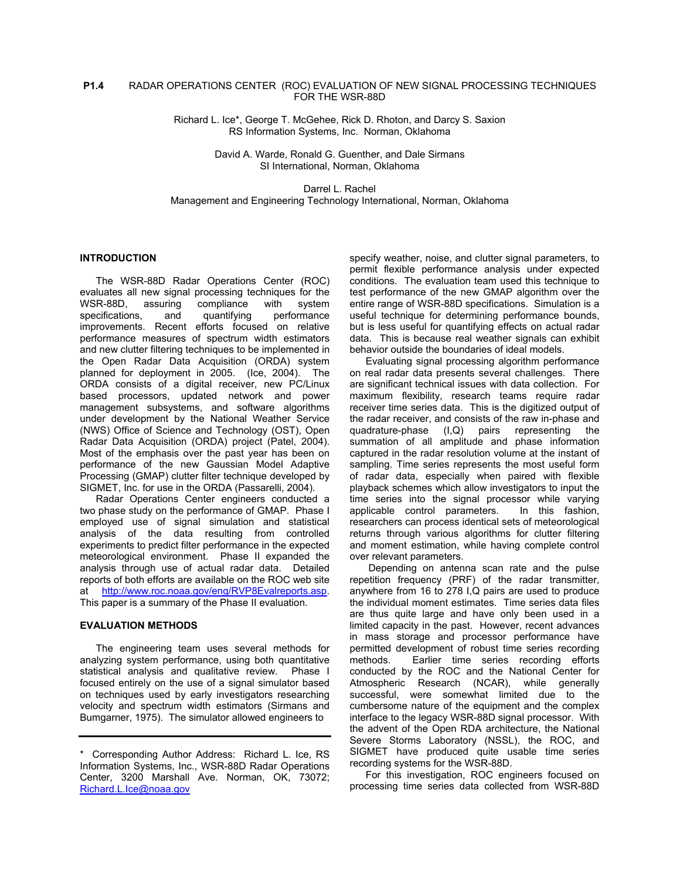**P1.4** RADAR OPERATIONS CENTER (ROC) EVALUATION OF NEW SIGNAL PROCESSING TECHNIQUES FOR THE WSR-88D

Richard L. Ice*, George T. McGehee, Rick D. Rhoton, and Darcy S. Saxion
RS Information Systems, Inc. Norman, Oklahoma

David A. Warde, Ronald G. Guenther, and Dale Sirmans
SI International, Norman, Oklahoma

Darrel L. Rachel
Management and Engineering Technology International, Norman, Oklahoma

## INTRODUCTION

The WSR-88D Radar Operations Center (ROC) evaluates all new signal processing techniques for the WSR-88D, assuring compliance with system specifications, and quantifying performance improvements. Recent efforts focused on relative performance measures of spectrum width estimators and new clutter filtering techniques to be implemented in the Open Radar Data Acquisition (ORDA) system planned for deployment in 2005. (Ice, 2004). The ORDA consists of a digital receiver, new PC/Linux based processors, updated network and power management subsystems, and software algorithms under development by the National Weather Service (NWS) Office of Science and Technology (OST), Open Radar Data Acquisition (ORDA) project (Patel, 2004). Most of the emphasis over the past year has been on performance of the new Gaussian Model Adaptive Processing (GMAP) clutter filter technique developed by SIGMET, Inc. for use in the ORDA (Passarelli, 2004).

Radar Operations Center engineers conducted a two phase study on the performance of GMAP. Phase I employed use of signal simulation and statistical analysis of the data resulting from controlled experiments to predict filter performance in the expected meteorological environment. Phase II expanded the analysis through use of actual radar data. Detailed reports of both efforts are available on the ROC web site at http://www.roc.noaa.gov/eng/RVP8Evalreports.asp. This paper is a summary of the Phase II evaluation.

## EVALUATION METHODS

The engineering team uses several methods for analyzing system performance, using both quantitative statistical analysis and qualitative review. Phase I focused entirely on the use of a signal simulator based on techniques used by early investigators researching velocity and spectrum width estimators (Sirmans and Bumgarner, 1975). The simulator allowed engineers to specify weather, noise, and clutter signal parameters, to permit flexible performance analysis under expected conditions. The evaluation team used this technique to test performance of the new GMAP algorithm over the entire range of WSR-88D specifications. Simulation is a useful technique for determining performance bounds, but is less useful for quantifying effects on actual radar data. This is because real weather signals can exhibit behavior outside the boundaries of ideal models.

Evaluating signal processing algorithm performance on real radar data presents several challenges. There are significant technical issues with data collection. For maximum flexibility, research teams require radar receiver time series data. This is the digitized output of the radar receiver, and consists of the raw in-phase and quadrature-phase (I,Q) pairs representing the summation of all amplitude and phase information captured in the radar resolution volume at the instant of sampling. Time series represents the most useful form of radar data, especially when paired with flexible playback schemes which allow investigators to input the time series into the signal processor while varying applicable control parameters. In this fashion, researchers can process identical sets of meteorological returns through various algorithms for clutter filtering and moment estimation, while having complete control over relevant parameters.

Depending on antenna scan rate and the pulse repetition frequency (PRF) of the radar transmitter, anywhere from 16 to 278 I,Q pairs are used to produce the individual moment estimates. Time series data files are thus quite large and have only been used in a limited capacity in the past. However, recent advances in mass storage and processor performance have permitted development of robust time series recording methods. Earlier time series recording efforts conducted by the ROC and the National Center for Atmospheric Research (NCAR), while generally successful, were somewhat limited due to the cumbersome nature of the equipment and the complex interface to the legacy WSR-88D signal processor. With the advent of the Open RDA architecture, the National Severe Storms Laboratory (NSSL), the ROC, and SIGMET have produced quite usable time series recording systems for the WSR-88D.

For this investigation, ROC engineers focused on processing time series data collected from WSR-88D

* Corresponding Author Address: Richard L. Ice, RS Information Systems, Inc., WSR-88D Radar Operations Center, 3200 Marshall Ave. Norman, OK, 73072; Richard.L.Ice@noaa.gov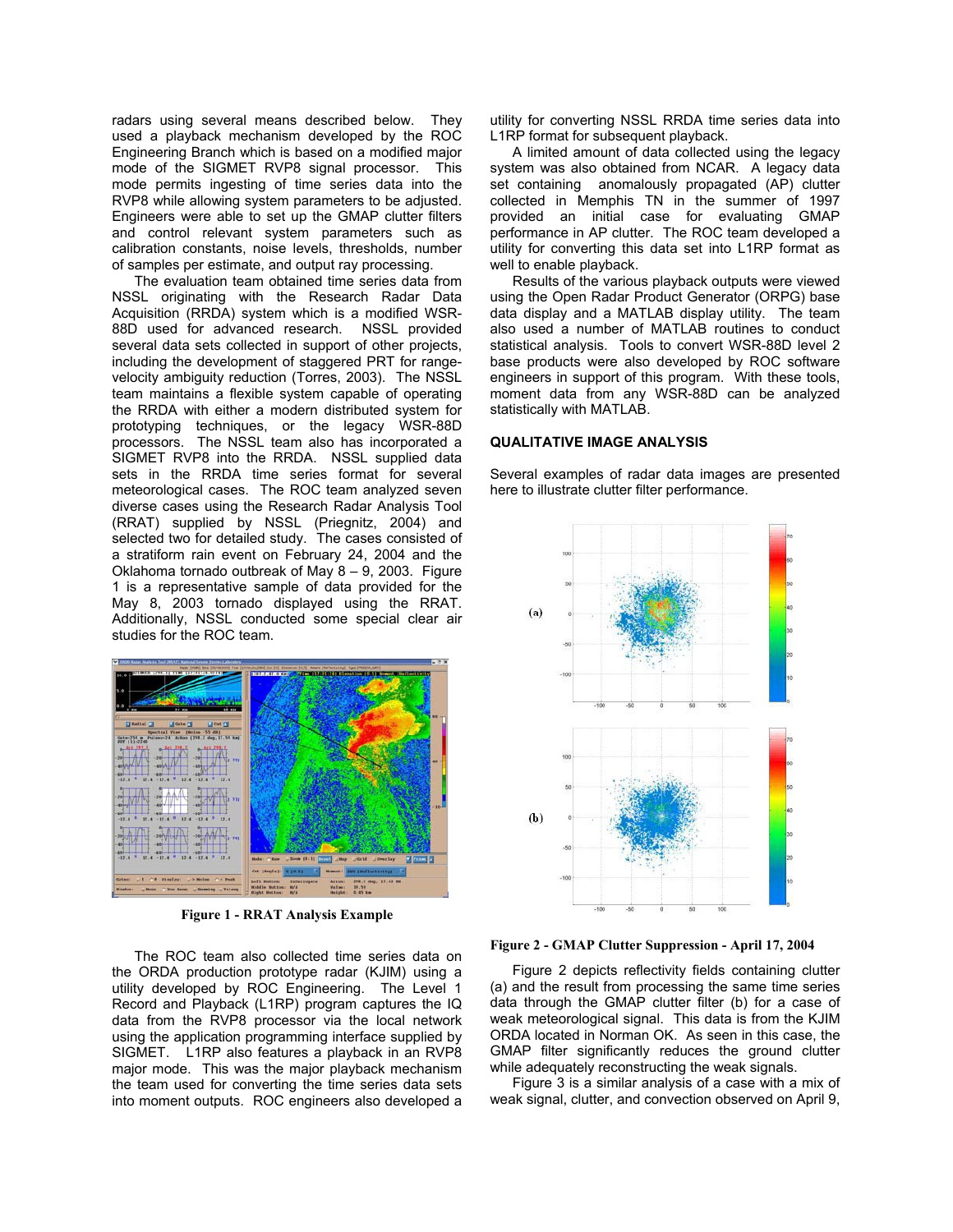radars using several means described below. They used a playback mechanism developed by the ROC Engineering Branch which is based on a modified major mode of the SIGMET RVP8 signal processor. This mode permits ingesting of time series data into the RVP8 while allowing system parameters to be adjusted. Engineers were able to set up the GMAP clutter filters and control relevant system parameters such as calibration constants, noise levels, thresholds, number of samples per estimate, and output ray processing.

The evaluation team obtained time series data from NSSL originating with the Research Radar Data Acquisition (RRDA) system which is a modified WSR-88D used for advanced research. NSSL provided several data sets collected in support of other projects, including the development of staggered PRT for range-velocity ambiguity reduction (Torres, 2003). The NSSL team maintains a flexible system capable of operating the RRDA with either a modern distributed system for prototyping techniques, or the legacy WSR-88D processors. The NSSL team also has incorporated a SIGMET RVP8 into the RRDA. NSSL supplied data sets in the RRDA time series format for several meteorological cases. The ROC team analyzed seven diverse cases using the Research Radar Analysis Tool (RRAT) supplied by NSSL (Priegnitz, 2004) and selected two for detailed study. The cases consisted of a stratiform rain event on February 24, 2004 and the Oklahoma tornado outbreak of May 8 – 9, 2003. Figure 1 is a representative sample of data provided for the May 8, 2003 tornado displayed using the RRAT. Additionally, NSSL conducted some special clear air studies for the ROC team.

**Figure 1 - RRAT Analysis Example**

The ROC team also collected time series data on the ORDA production prototype radar (KJIM) using a utility developed by ROC Engineering. The Level 1 Record and Playback (L1RP) program captures the IQ data from the RVP8 processor via the local network using the application programming interface supplied by SIGMET. L1RP also features a playback in an RVP8 major mode. This was the major playback mechanism the team used for converting the time series data sets into moment outputs. ROC engineers also developed a utility for converting NSSL RRDA time series data into L1RP format for subsequent playback.

A limited amount of data collected using the legacy system was also obtained from NCAR. A legacy data set containing anomalously propagated (AP) clutter collected in Memphis TN in the summer of 1997 provided an initial case for evaluating GMAP performance in AP clutter. The ROC team developed a utility for converting this data set into L1RP format as well to enable playback.

Results of the various playback outputs were viewed using the Open Radar Product Generator (ORPG) base data display and a MATLAB display utility. The team also used a number of MATLAB routines to conduct statistical analysis. Tools to convert WSR-88D level 2 base products were also developed by ROC software engineers in support of this program. With these tools, moment data from any WSR-88D can be analyzed statistically with MATLAB.

## QUALITATIVE IMAGE ANALYSIS

Several examples of radar data images are presented here to illustrate clutter filter performance.

**Figure 2 - GMAP Clutter Suppression - April 17, 2004**

Figure 2 depicts reflectivity fields containing clutter (a) and the result from processing the same time series data through the GMAP clutter filter (b) for a case of weak meteorological signal. This data is from the KJIM ORDA located in Norman OK. As seen in this case, the GMAP filter significantly reduces the ground clutter while adequately reconstructing the weak signals.

Figure 3 is a similar analysis of a case with a mix of weak signal, clutter, and convection observed on April 9,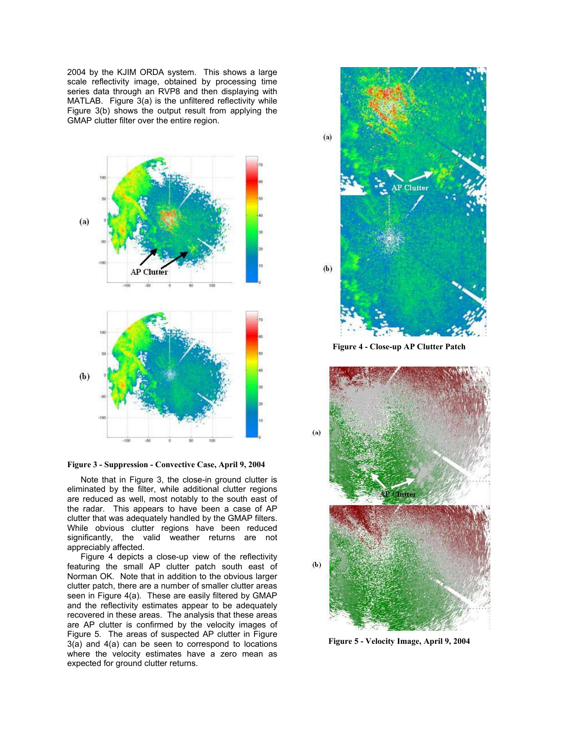2004 by the KJIM ORDA system. This shows a large scale reflectivity image, obtained by processing time series data through an RVP8 and then displaying with MATLAB. Figure 3(a) is the unfiltered reflectivity while Figure 3(b) shows the output result from applying the GMAP clutter filter over the entire region.

**Figure 3 - Suppression - Convective Case, April 9, 2004**

Note that in Figure 3, the close-in ground clutter is eliminated by the filter, while additional clutter regions are reduced as well, most notably to the south east of the radar. This appears to have been a case of AP clutter that was adequately handled by the GMAP filters. While obvious clutter regions have been reduced significantly, the valid weather returns are not appreciably affected.

Figure 4 depicts a close-up view of the reflectivity featuring the small AP clutter patch south east of Norman OK. Note that in addition to the obvious larger clutter patch, there are a number of smaller clutter areas seen in Figure 4(a). These are easily filtered by GMAP and the reflectivity estimates appear to be adequately recovered in these areas. The analysis that these areas are AP clutter is confirmed by the velocity images of Figure 5. The areas of suspected AP clutter in Figure 3(a) and 4(a) can be seen to correspond to locations where the velocity estimates have a zero mean as expected for ground clutter returns.

**Figure 4 - Close-up AP Clutter Patch**

**Figure 5 - Velocity Image, April 9, 2004**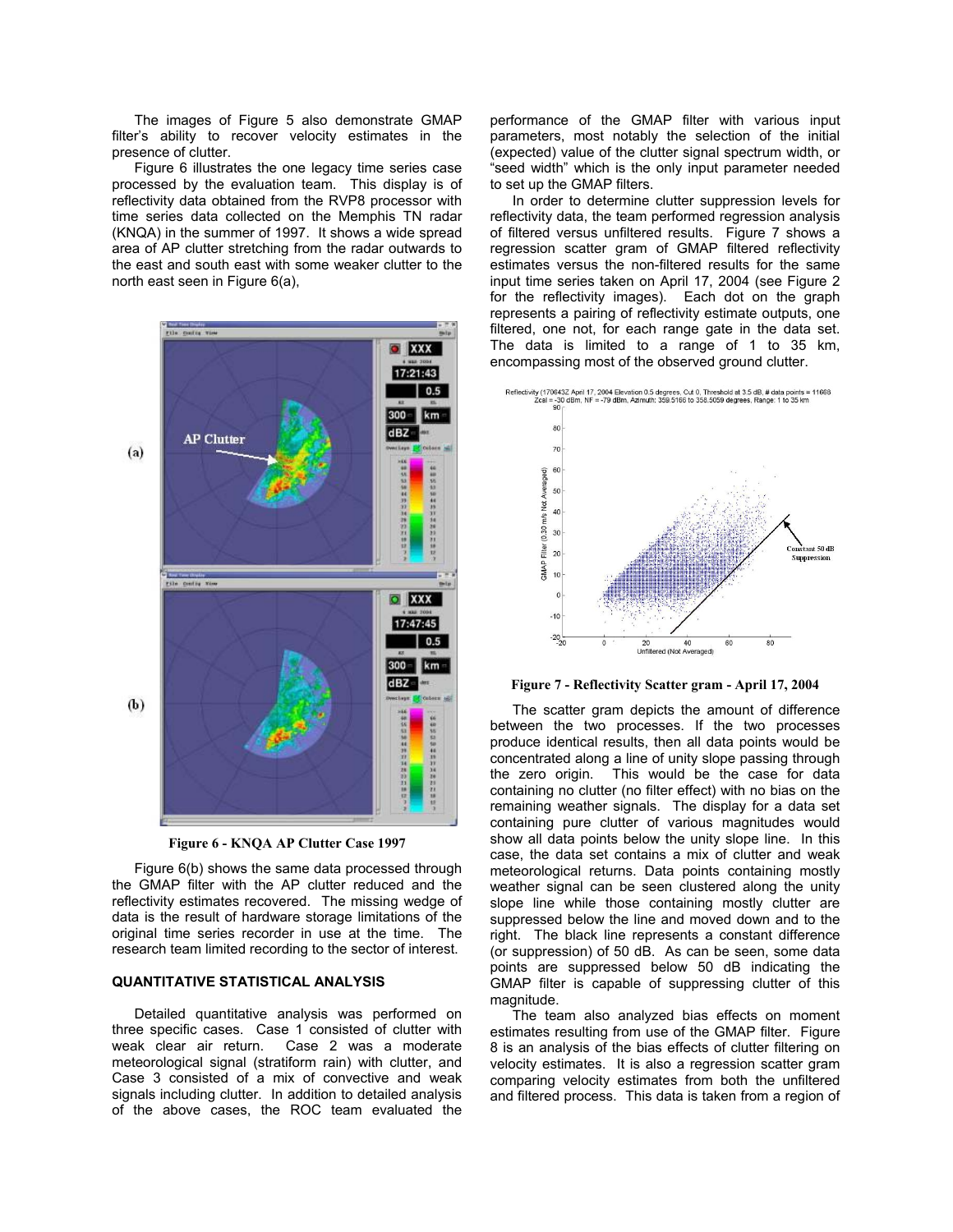The images of Figure 5 also demonstrate GMAP filter's ability to recover velocity estimates in the presence of clutter.

Figure 6 illustrates the one legacy time series case processed by the evaluation team. This display is of reflectivity data obtained from the RVP8 processor with time series data collected on the Memphis TN radar (KNQA) in the summer of 1997. It shows a wide spread area of AP clutter stretching from the radar outwards to the east and south east with some weaker clutter to the north east seen in Figure 6(a),

**Figure 6 - KNQA AP Clutter Case 1997**

Figure 6(b) shows the same data processed through the GMAP filter with the AP clutter reduced and the reflectivity estimates recovered. The missing wedge of data is the result of hardware storage limitations of the original time series recorder in use at the time. The research team limited recording to the sector of interest.

## QUANTITATIVE STATISTICAL ANALYSIS

Detailed quantitative analysis was performed on three specific cases. Case 1 consisted of clutter with weak clear air return. Case 2 was a moderate meteorological signal (stratiform rain) with clutter, and Case 3 consisted of a mix of convective and weak signals including clutter. In addition to detailed analysis of the above cases, the ROC team evaluated the performance of the GMAP filter with various input parameters, most notably the selection of the initial (expected) value of the clutter signal spectrum width, or "seed width" which is the only input parameter needed to set up the GMAP filters.

In order to determine clutter suppression levels for reflectivity data, the team performed regression analysis of filtered versus unfiltered results. Figure 7 shows a regression scatter gram of GMAP filtered reflectivity estimates versus the non-filtered results for the same input time series taken on April 17, 2004 (see Figure 2 for the reflectivity images). Each dot on the graph represents a pairing of reflectivity estimate outputs, one filtered, one not, for each range gate in the data set. The data is limited to a range of 1 to 35 km, encompassing most of the observed ground clutter.

**Figure 7 - Reflectivity Scatter gram - April 17, 2004**

The scatter gram depicts the amount of difference between the two processes. If the two processes produce identical results, then all data points would be concentrated along a line of unity slope passing through the zero origin. This would be the case for data containing no clutter (no filter effect) with no bias on the remaining weather signals. The display for a data set containing pure clutter of various magnitudes would show all data points below the unity slope line. In this case, the data set contains a mix of clutter and weak meteorological returns. Data points containing mostly weather signal can be seen clustered along the unity slope line while those containing mostly clutter are suppressed below the line and moved down and to the right. The black line represents a constant difference (or suppression) of 50 dB. As can be seen, some data points are suppressed below 50 dB indicating the GMAP filter is capable of suppressing clutter of this magnitude.

The team also analyzed bias effects on moment estimates resulting from use of the GMAP filter. Figure 8 is an analysis of the bias effects of clutter filtering on velocity estimates. It is also a regression scatter gram comparing velocity estimates from both the unfiltered and filtered process. This data is taken from a region of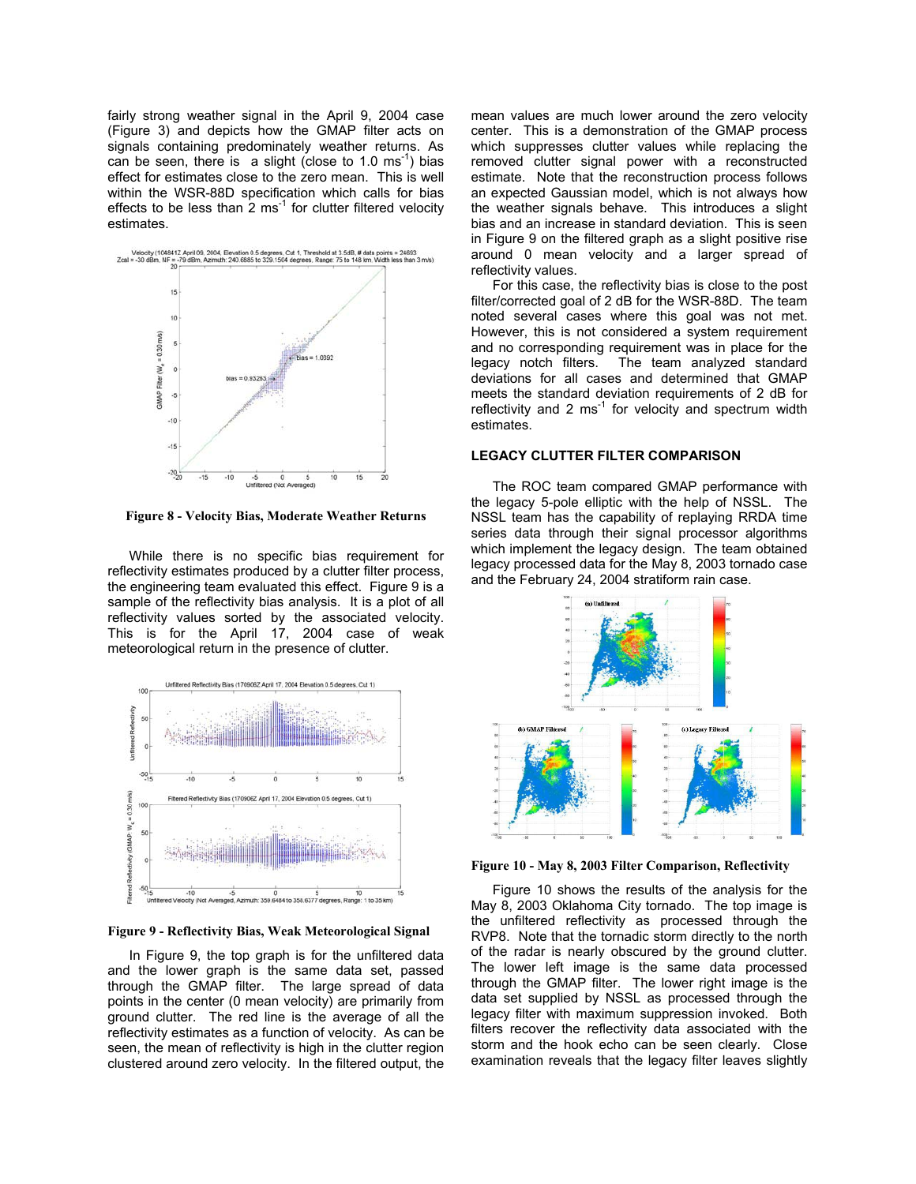fairly strong weather signal in the April 9, 2004 case (Figure 3) and depicts how the GMAP filter acts on signals containing predominately weather returns. As can be seen, there is a slight (close to 1.0 $ms^{-1}$) bias effect for estimates close to the zero mean. This is well within the WSR-88D specification which calls for bias effects to be less than 2 $ms^{-1}$ for clutter filtered velocity estimates.

**Figure 8 - Velocity Bias, Moderate Weather Returns**

While there is no specific bias requirement for reflectivity estimates produced by a clutter filter process, the engineering team evaluated this effect. Figure 9 is a sample of the reflectivity bias analysis. It is a plot of all reflectivity values sorted by the associated velocity. This is for the April 17, 2004 case of weak meteorological return in the presence of clutter.

**Figure 9 - Reflectivity Bias, Weak Meteorological Signal**

In Figure 9, the top graph is for the unfiltered data and the lower graph is the same data set, passed through the GMAP filter. The large spread of data points in the center (0 mean velocity) are primarily from ground clutter. The red line is the average of all the reflectivity estimates as a function of velocity. As can be seen, the mean of reflectivity is high in the clutter region clustered around zero velocity. In the filtered output, the mean values are much lower around the zero velocity center. This is a demonstration of the GMAP process which suppresses clutter values while replacing the removed clutter signal power with a reconstructed estimate. Note that the reconstruction process follows an expected Gaussian model, which is not always how the weather signals behave. This introduces a slight bias and an increase in standard deviation. This is seen in Figure 9 on the filtered graph as a slight positive rise around 0 mean velocity and a larger spread of reflectivity values.

For this case, the reflectivity bias is close to the post filter/corrected goal of 2 dB for the WSR-88D. The team noted several cases where this goal was not met. However, this is not considered a system requirement and no corresponding requirement was in place for the legacy notch filters. The team analyzed standard deviations for all cases and determined that GMAP meets the standard deviation requirements of 2 dB for reflectivity and 2 $ms^{-1}$ for velocity and spectrum width estimates.

## LEGACY CLUTTER FILTER COMPARISON

The ROC team compared GMAP performance with the legacy 5-pole elliptic with the help of NSSL. The NSSL team has the capability of replaying RRDA time series data through their signal processor algorithms which implement the legacy design. The team obtained legacy processed data for the May 8, 2003 tornado case and the February 24, 2004 stratiform rain case.

**Figure 10 - May 8, 2003 Filter Comparison, Reflectivity**

Figure 10 shows the results of the analysis for the May 8, 2003 Oklahoma City tornado. The top image is the unfiltered reflectivity as processed through the RVP8. Note that the tornadic storm directly to the north of the radar is nearly obscured by the ground clutter. The lower left image is the same data processed through the GMAP filter. The lower right image is the data set supplied by NSSL as processed through the legacy filter with maximum suppression invoked. Both filters recover the reflectivity data associated with the storm and the hook echo can be seen clearly. Close examination reveals that the legacy filter leaves slightly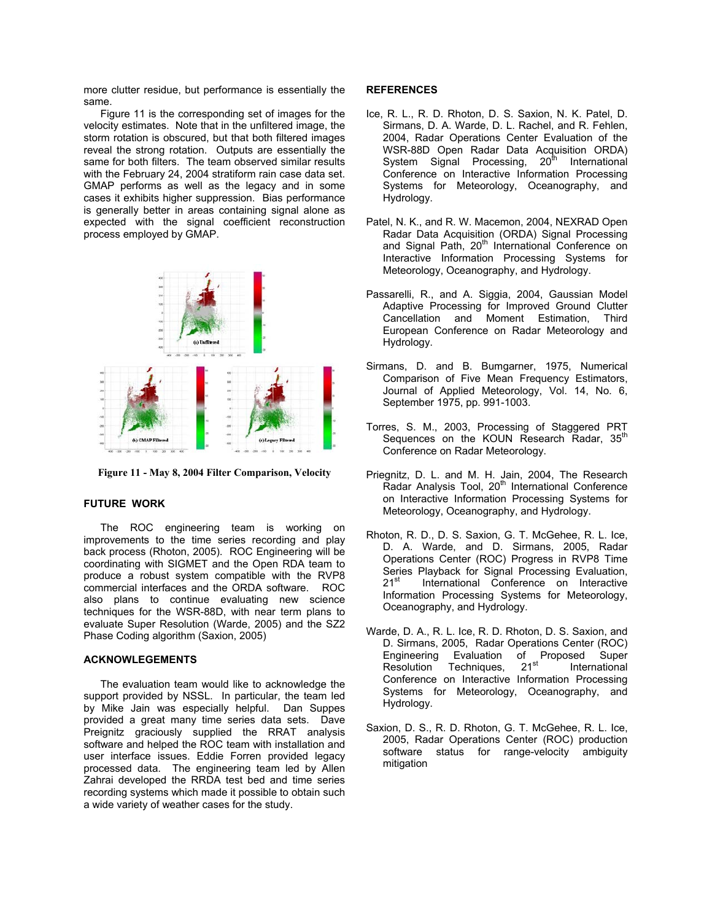more clutter residue, but performance is essentially the same.

Figure 11 is the corresponding set of images for the velocity estimates. Note that in the unfiltered image, the storm rotation is obscured, but that both filtered images reveal the strong rotation. Outputs are essentially the same for both filters. The team observed similar results with the February 24, 2004 stratiform rain case data set. GMAP performs as well as the legacy and in some cases it exhibits higher suppression. Bias performance is generally better in areas containing signal alone as expected with the signal coefficient reconstruction process employed by GMAP.

(a) Unfiltered

(b) GMAP Filtered

(c) Legacy Filtered

**Figure 11 - May 8, 2004 Filter Comparison, Velocity**

## FUTURE WORK

The ROC engineering team is working on improvements to the time series recording and play back process (Rhoton, 2005). ROC Engineering will be coordinating with SIGMET and the Open RDA team to produce a robust system compatible with the RVP8 commercial interfaces and the ORDA software. ROC also plans to continue evaluating new science techniques for the WSR-88D, with near term plans to evaluate Super Resolution (Warde, 2005) and the SZ2 Phase Coding algorithm (Saxion, 2005)

## ACKNOWLEDGEMENTS

The evaluation team would like to acknowledge the support provided by NSSL. In particular, the team led by Mike Jain was especially helpful. Dan Suppes provided a great many time series data sets. Dave Preignitz graciously supplied the RRAT analysis software and helped the ROC team with installation and user interface issues. Eddie Forren provided legacy processed data. The engineering team led by Allen Zahrai developed the RRDA test bed and time series recording systems which made it possible to obtain such a wide variety of weather cases for the study.

## REFERENCES

Ice, R. L., R. D. Rhoton, D. S. Saxion, N. K. Patel, D. Sirmans, D. A. Warde, D. L. Rachel, and R. Fehlen, 2004, Radar Operations Center Evaluation of the WSR-88D Open Radar Data Acquisition ORDA) System Signal Processing, 20th International Conference on Interactive Information Processing Systems for Meteorology, Oceanography, and Hydrology.

Patel, N. K., and R. W. Macemon, 2004, NEXRAD Open Radar Data Acquisition (ORDA) Signal Processing and Signal Path, 20th International Conference on Interactive Information Processing Systems for Meteorology, Oceanography, and Hydrology.

Passarelli, R., and A. Siggia, 2004, Gaussian Model Adaptive Processing for Improved Ground Clutter Cancellation and Moment Estimation, Third European Conference on Radar Meteorology and Hydrology.

Sirmans, D. and B. Bumgarner, 1975, Numerical Comparison of Five Mean Frequency Estimators, Journal of Applied Meteorology, Vol. 14, No. 6, September 1975, pp. 991-1003.

Torres, S. M., 2003, Processing of Staggered PRT Sequences on the KOUN Research Radar, 35th Conference on Radar Meteorology.

Priegnitz, D. L. and M. H. Jain, 2004, The Research Radar Analysis Tool, 20th International Conference on Interactive Information Processing Systems for Meteorology, Oceanography, and Hydrology.

Rhoton, R. D., D. S. Saxion, G. T. McGehee, R. L. Ice, D. A. Warde, and D. Sirmans, 2005, Radar Operations Center (ROC) Progress in RVP8 Time Series Playback for Signal Processing Evaluation, 21st International Conference on Interactive Information Processing Systems for Meteorology, Oceanography, and Hydrology.

Warde, D. A., R. L. Ice, R. D. Rhoton, D. S. Saxion, and D. Sirmans, 2005, Radar Operations Center (ROC) Engineering Evaluation of Proposed Super Resolution Techniques, 21st International Conference on Interactive Information Processing Systems for Meteorology, Oceanography, and Hydrology.

Saxion, D. S., R. D. Rhoton, G. T. McGehee, R. L. Ice, 2005, Radar Operations Center (ROC) production software status for range-velocity ambiguity mitigation